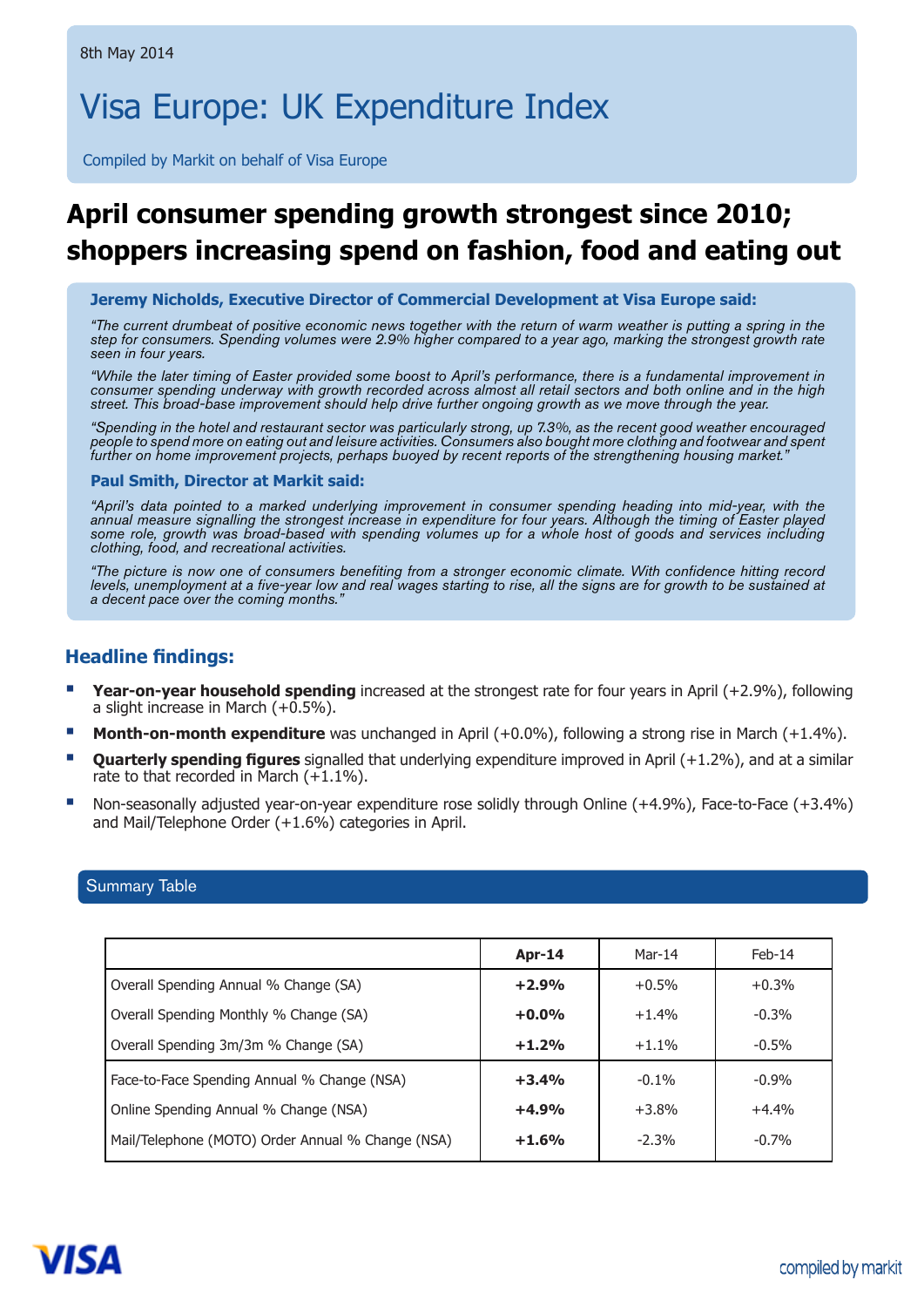8th May 2014

# Visa Europe: UK Expenditure Index

Compiled by Markit on behalf of Visa Europe

## April consumer spending growth strongest since 2010; shoppers increasing spend on fashion, food and eating out

**Jeremy Nicholds, Executive Director of Commercial Development at Visa Europe said:**

*"The current drumbeat of positive economic news together with the return of warm weather is putting a spring in the step for consumers. Spending volumes were 2.9% higher compared to a year ago, marking the strongest growth rate seen in four years.*

*"While the later timing of Easter provided some boost to April's performance, there is a fundamental improvement in consumer spending underway with growth recorded across almost all retail sectors and both online and in the high street. This broad-base improvement should help drive further ongoing growth as we move through the year.*

*"Spending in the hotel and restaurant sector was particularly strong, up 7.3%, as the recent good weather encouraged people to spend more on eating out and leisure activities. Consumers also bought more clothing and footwear and spent further on home improvement projects, perhaps buoyed by recent reports of the strengthening housing market."*

**Paul Smith, Director at Markit said:**

*"April's data pointed to a marked underlying improvement in consumer spending heading into mid-year, with the annual measure signalling the strongest increase in expenditure for four years. Although the timing of Easter played some role, growth was broad-based with spending volumes up for a whole host of goods and services including clothing, food, and recreational activities.*

*"The picture is now one of consumers benefiting from a stronger economic climate. With confidence hitting record levels, unemployment at a five-year low and real wages starting to rise, all the signs are for growth to be sustained at a decent pace over the coming months."*

### Headline findings:

- **Year-on-year household spending** increased at the strongest rate for four years in April (+2.9%), following a slight increase in March (+0.5%).
- **Month-on-month expenditure** was unchanged in April (+0.0%), following a strong rise in March (+1.4%).
- **Quarterly spending figures** signalled that underlying expenditure improved in April (+1.2%), and at a similar rate to that recorded in March (+1.1%).
- Non-seasonally adjusted year-on-year expenditure rose solidly through Online (+4.9%), Face-to-Face (+3.4%) and Mail/Telephone Order (+1.6%) categories in April.

### Summary Table

| | **Apr-14** | Mar-14 | Feb-14 |
|---|---|---|---|
| Overall Spending Annual % Change (SA) | **+2.9%** | +0.5% | +0.3% |
| Overall Spending Monthly % Change (SA) | **+0.0%** | +1.4% | -0.3% |
| Overall Spending 3m/3m % Change (SA) | **+1.2%** | +1.1% | -0.5% |
| Face-to-Face Spending Annual % Change (NSA) | **+3.4%** | -0.1% | -0.9% |
| Online Spending Annual % Change (NSA) | **+4.9%** | +3.8% | +4.4% |
| Mail/Telephone (MOTO) Order Annual % Change (NSA) | **+1.6%** | -2.3% | -0.7% |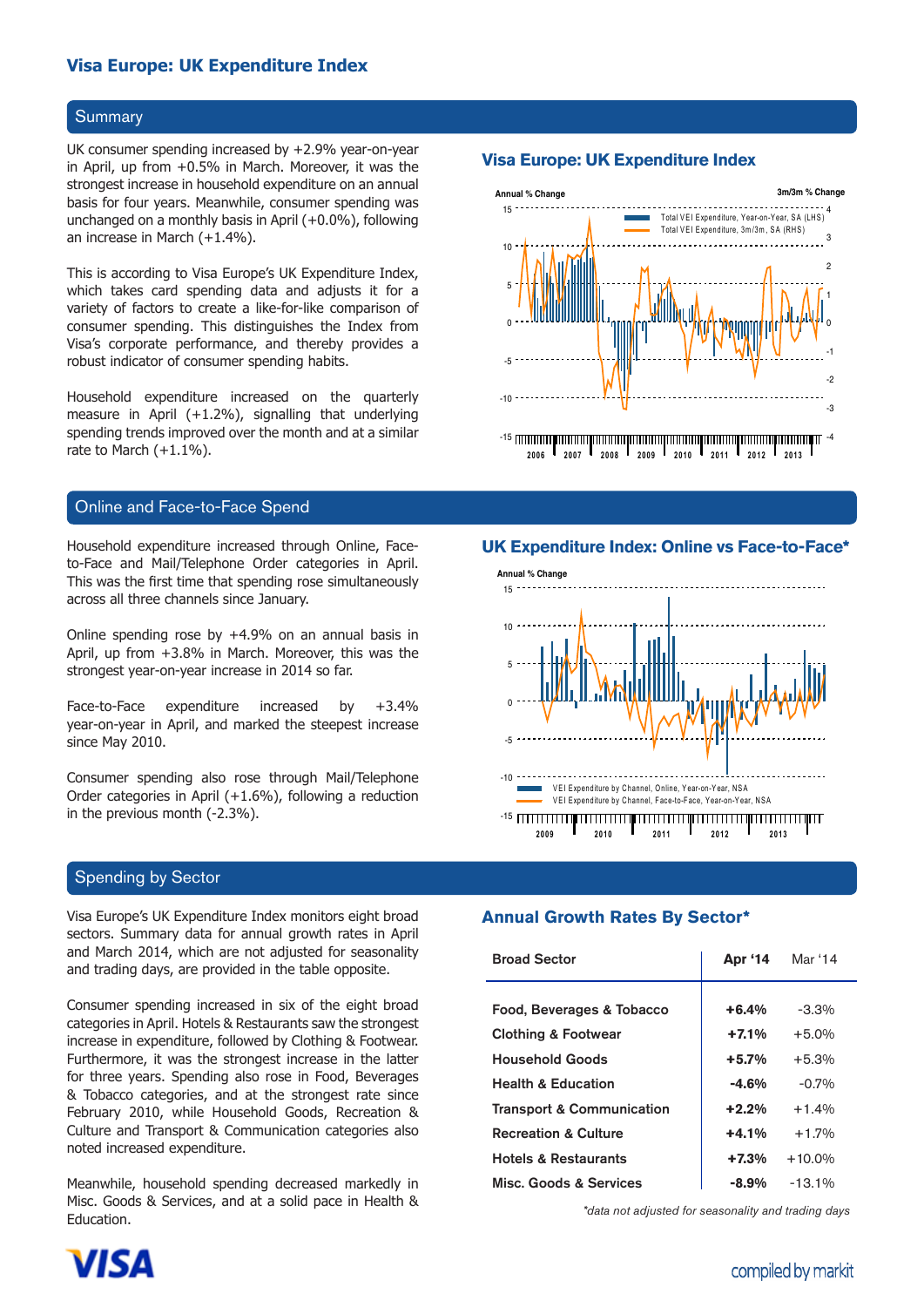## Visa Europe: UK Expenditure Index

### Summary

UK consumer spending increased by +2.9% year-on-year in April, up from +0.5% in March. Moreover, it was the strongest increase in household expenditure on an annual basis for four years. Meanwhile, consumer spending was unchanged on a monthly basis in April (+0.0%), following an increase in March (+1.4%).

This is according to Visa Europe's UK Expenditure Index, which takes card spending data and adjusts it for a variety of factors to create a like-for-like comparison of consumer spending. This distinguishes the Index from Visa's corporate performance, and thereby provides a robust indicator of consumer spending habits.

Household expenditure increased on the quarterly measure in April (+1.2%), signalling that underlying spending trends improved over the month and at a similar rate to March (+1.1%).

**Visa Europe: UK Expenditure Index**

### Online and Face-to-Face Spend

Household expenditure increased through Online, Face-to-Face and Mail/Telephone Order categories in April. This was the first time that spending rose simultaneously across all three channels since January.

Online spending rose by +4.9% on an annual basis in April, up from +3.8% in March. Moreover, this was the strongest year-on-year increase in 2014 so far.

Face-to-Face expenditure increased by +3.4% year-on-year in April, and marked the steepest increase since May 2010.

Consumer spending also rose through Mail/Telephone Order categories in April (+1.6%), following a reduction in the previous month (-2.3%).

**UK Expenditure Index: Online vs Face-to-Face***

### Spending by Sector

Visa Europe's UK Expenditure Index monitors eight broad sectors. Summary data for annual growth rates in April and March 2014, which are not adjusted for seasonality and trading days, are provided in the table opposite.

Consumer spending increased in six of the eight broad categories in April. Hotels & Restaurants saw the strongest increase in expenditure, followed by Clothing & Footwear. Furthermore, it was the strongest increase in the latter for three years. Spending also rose in Food, Beverages & Tobacco categories, and at the strongest rate since February 2010, while Household Goods, Recreation & Culture and Transport & Communication categories also noted increased expenditure.

Meanwhile, household spending decreased markedly in Misc. Goods & Services, and at a solid pace in Health & Education.

**Annual Growth Rates By Sector***

| Broad Sector | Apr '14 | Mar '14 |
|---|---|---|
| Food, Beverages & Tobacco | **+6.4%** | -3.3% |
| Clothing & Footwear | **+7.1%** | +5.0% |
| Household Goods | **+5.7%** | +5.3% |
| Health & Education | **-4.6%** | -0.7% |
| Transport & Communication | **+2.2%** | +1.4% |
| Recreation & Culture | **+4.1%** | +1.7% |
| Hotels & Restaurants | **+7.3%** | +10.0% |
| Misc. Goods & Services | **-8.9%** | -13.1% |

*\*data not adjusted for seasonality and trading days*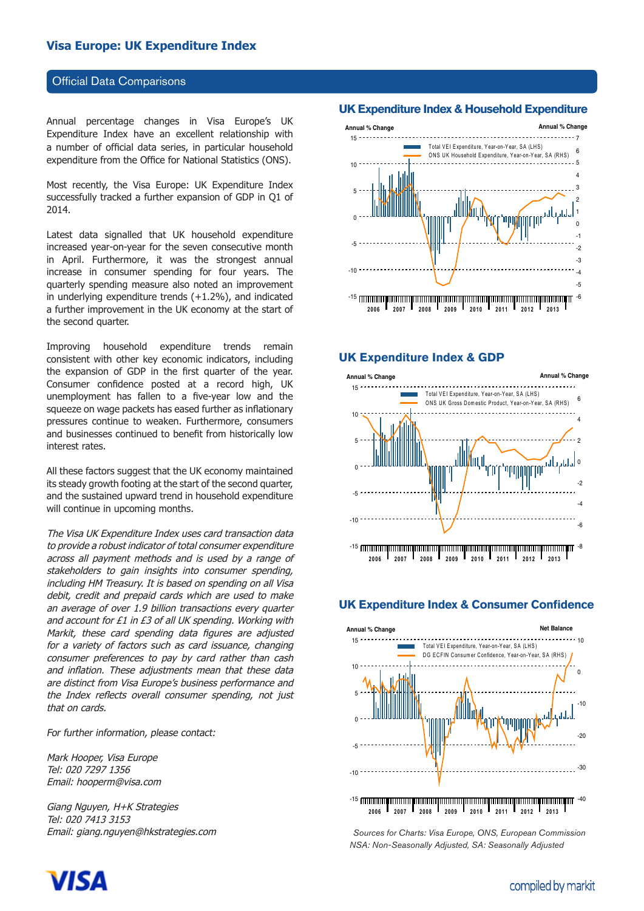## Visa Europe: UK Expenditure Index

### Official Data Comparisons

Annual percentage changes in Visa Europe's UK Expenditure Index have an excellent relationship with a number of official data series, in particular household expenditure from the Office for National Statistics (ONS).

Most recently, the Visa Europe: UK Expenditure Index successfully tracked a further expansion of GDP in Q1 of 2014.

Latest data signalled that UK household expenditure increased year-on-year for the seven consecutive month in April. Furthermore, it was the strongest annual increase in consumer spending for four years. The quarterly spending measure also noted an improvement in underlying expenditure trends (+1.2%), and indicated a further improvement in the UK economy at the start of the second quarter.

Improving household expenditure trends remain consistent with other key economic indicators, including the expansion of GDP in the first quarter of the year. Consumer confidence posted at a record high, UK unemployment has fallen to a five-year low and the squeeze on wage packets has eased further as inflationary pressures continue to weaken. Furthermore, consumers and businesses continued to benefit from historically low interest rates.

All these factors suggest that the UK economy maintained its steady growth footing at the start of the second quarter, and the sustained upward trend in household expenditure will continue in upcoming months.

*The Visa UK Expenditure Index uses card transaction data to provide a robust indicator of total consumer expenditure across all payment methods and is used by a range of stakeholders to gain insights into consumer spending, including HM Treasury. It is based on spending on all Visa debit, credit and prepaid cards which are used to make an average of over 1.9 billion transactions every quarter and account for £1 in £3 of all UK spending. Working with Markit, these card spending data figures are adjusted for a variety of factors such as card issuance, changing consumer preferences to pay by card rather than cash and inflation. These adjustments mean that these data are distinct from Visa Europe's business performance and the Index reflects overall consumer spending, not just that on cards.*

*For further information, please contact:*

*Mark Hooper, Visa Europe*
*Tel: 020 7297 1356*
*Email: hooperm@visa.com*

*Giang Nguyen, H+K Strategies*
*Tel: 020 7413 3153*
*Email: giang.nguyen@hkstrategies.com*

### UK Expenditure Index & Household Expenditure

### UK Expenditure Index & GDP

### UK Expenditure Index & Consumer Confidence

*Sources for Charts: Visa Europe, ONS, European Commission*
*NSA: Non-Seasonally Adjusted, SA: Seasonally Adjusted*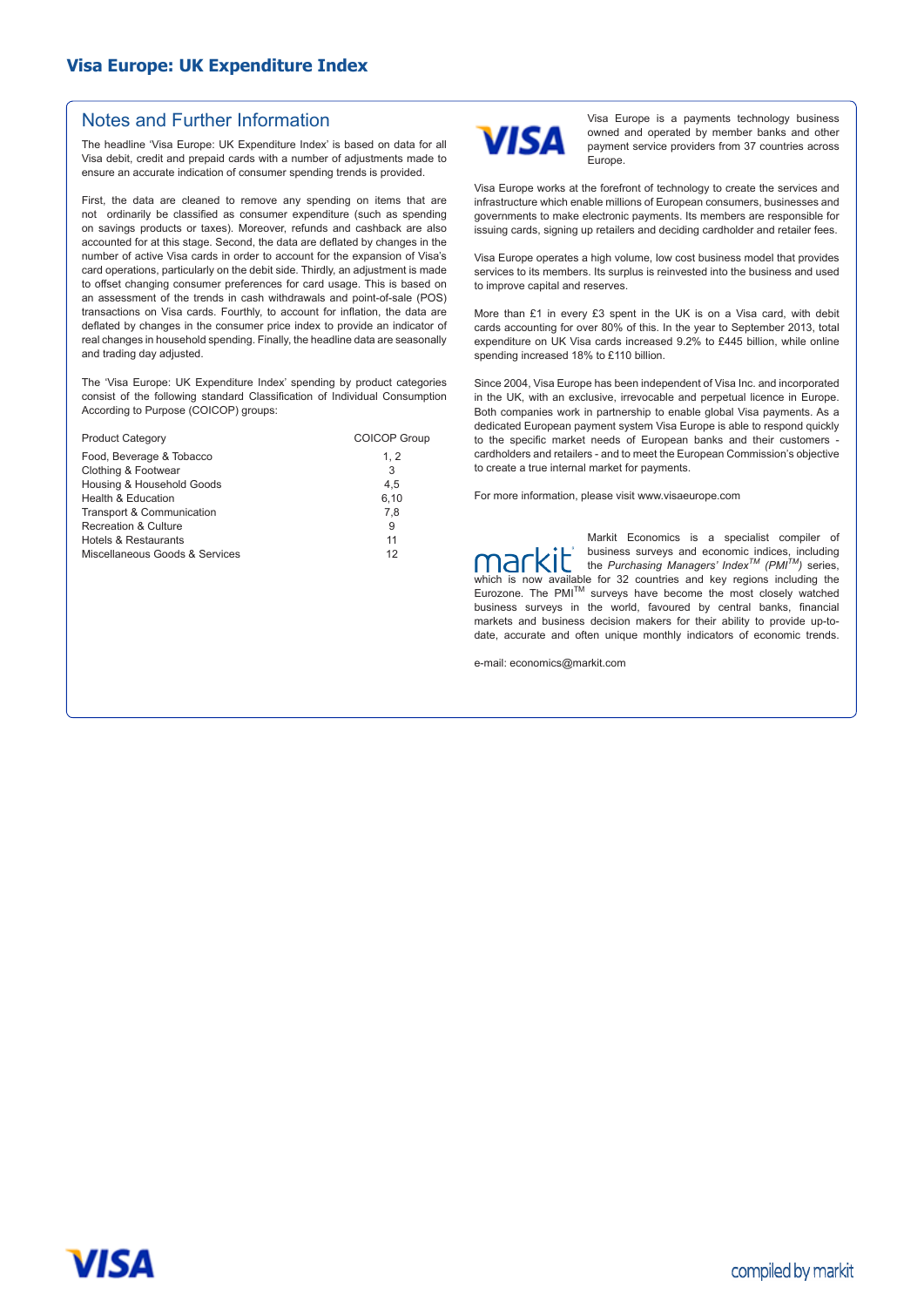# Visa Europe: UK Expenditure Index

## Notes and Further Information

The headline 'Visa Europe: UK Expenditure Index' is based on data for all Visa debit, credit and prepaid cards with a number of adjustments made to ensure an accurate indication of consumer spending trends is provided.

First, the data are cleaned to remove any spending on items that are not ordinarily be classified as consumer expenditure (such as spending on savings products or taxes). Moreover, refunds and cashback are also accounted for at this stage. Second, the data are deflated by changes in the number of active Visa cards in order to account for the expansion of Visa's card operations, particularly on the debit side. Thirdly, an adjustment is made to offset changing consumer preferences for card usage. This is based on an assessment of the trends in cash withdrawals and point-of-sale (POS) transactions on Visa cards. Fourthly, to account for inflation, the data are deflated by changes in the consumer price index to provide an indicator of real changes in household spending. Finally, the headline data are seasonally and trading day adjusted.

The 'Visa Europe: UK Expenditure Index' spending by product categories consist of the following standard Classification of Individual Consumption According to Purpose (COICOP) groups:

| Product Category | COICOP Group |
|---|---|
| Food, Beverage & Tobacco | 1, 2 |
| Clothing & Footwear | 3 |
| Housing & Household Goods | 4,5 |
| Health & Education | 6,10 |
| Transport & Communication | 7,8 |
| Recreation & Culture | 9 |
| Hotels & Restaurants | 11 |
| Miscellaneous Goods & Services | 12 |

VISA

Visa Europe is a payments technology business owned and operated by member banks and other payment service providers from 37 countries across Europe.

Visa Europe works at the forefront of technology to create the services and infrastructure which enable millions of European consumers, businesses and governments to make electronic payments. Its members are responsible for issuing cards, signing up retailers and deciding cardholder and retailer fees.

Visa Europe operates a high volume, low cost business model that provides services to its members. Its surplus is reinvested into the business and used to improve capital and reserves.

More than £1 in every £3 spent in the UK is on a Visa card, with debit cards accounting for over 80% of this. In the year to September 2013, total expenditure on UK Visa cards increased 9.2% to £445 billion, while online spending increased 18% to £110 billion.

Since 2004, Visa Europe has been independent of Visa Inc. and incorporated in the UK, with an exclusive, irrevocable and perpetual licence in Europe. Both companies work in partnership to enable global Visa payments. As a dedicated European payment system Visa Europe is able to respond quickly to the specific market needs of European banks and their customers - cardholders and retailers - and to meet the European Commission's objective to create a true internal market for payments.

For more information, please visit www.visaeurope.com

markit

Markit Economics is a specialist compiler of business surveys and economic indices, including the *Purchasing Managers' Index™ (PMI™)* series, which is now available for 32 countries and key regions including the Eurozone. The PMI™ surveys have become the most closely watched business surveys in the world, favoured by central banks, financial markets and business decision makers for their ability to provide up-to-date, accurate and often unique monthly indicators of economic trends.

e-mail: economics@markit.com